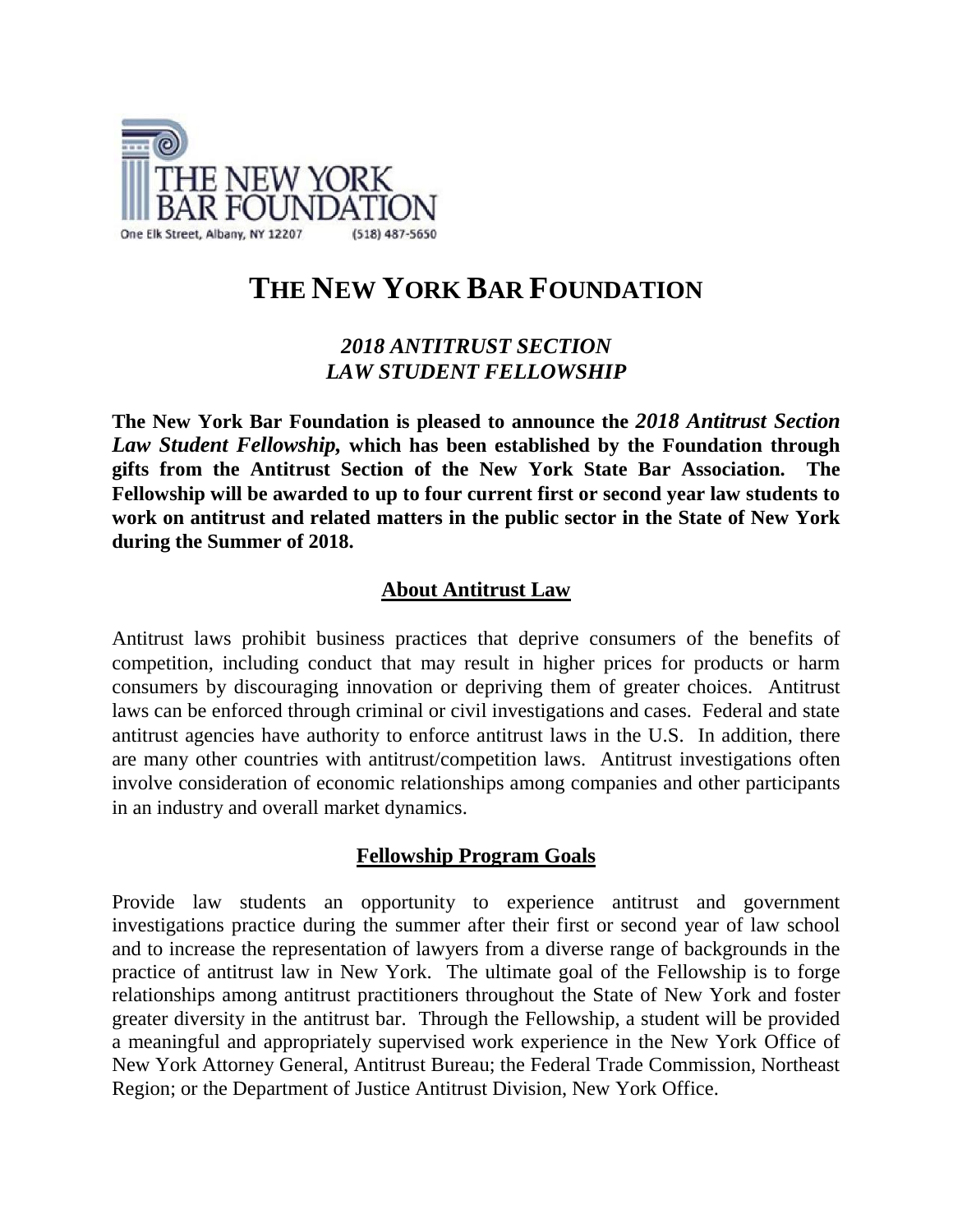THE NEW YORK BAR FOUNDATION

One Elk Street, Albany, NY 12207 (518) 487-5650

# THE NEW YORK BAR FOUNDATION

## *2018 ANTITRUST SECTION LAW STUDENT FELLOWSHIP*

**The New York Bar Foundation is pleased to announce the *2018 Antitrust Section Law Student Fellowship,* which has been established by the Foundation through gifts from the Antitrust Section of the New York State Bar Association. The Fellowship will be awarded to up to four current first or second year law students to work on antitrust and related matters in the public sector in the State of New York during the Summer of 2018.**

### About Antitrust Law

Antitrust laws prohibit business practices that deprive consumers of the benefits of competition, including conduct that may result in higher prices for products or harm consumers by discouraging innovation or depriving them of greater choices. Antitrust laws can be enforced through criminal or civil investigations and cases. Federal and state antitrust agencies have authority to enforce antitrust laws in the U.S. In addition, there are many other countries with antitrust/competition laws. Antitrust investigations often involve consideration of economic relationships among companies and other participants in an industry and overall market dynamics.

### Fellowship Program Goals

Provide law students an opportunity to experience antitrust and government investigations practice during the summer after their first or second year of law school and to increase the representation of lawyers from a diverse range of backgrounds in the practice of antitrust law in New York. The ultimate goal of the Fellowship is to forge relationships among antitrust practitioners throughout the State of New York and foster greater diversity in the antitrust bar. Through the Fellowship, a student will be provided a meaningful and appropriately supervised work experience in the New York Office of New York Attorney General, Antitrust Bureau; the Federal Trade Commission, Northeast Region; or the Department of Justice Antitrust Division, New York Office.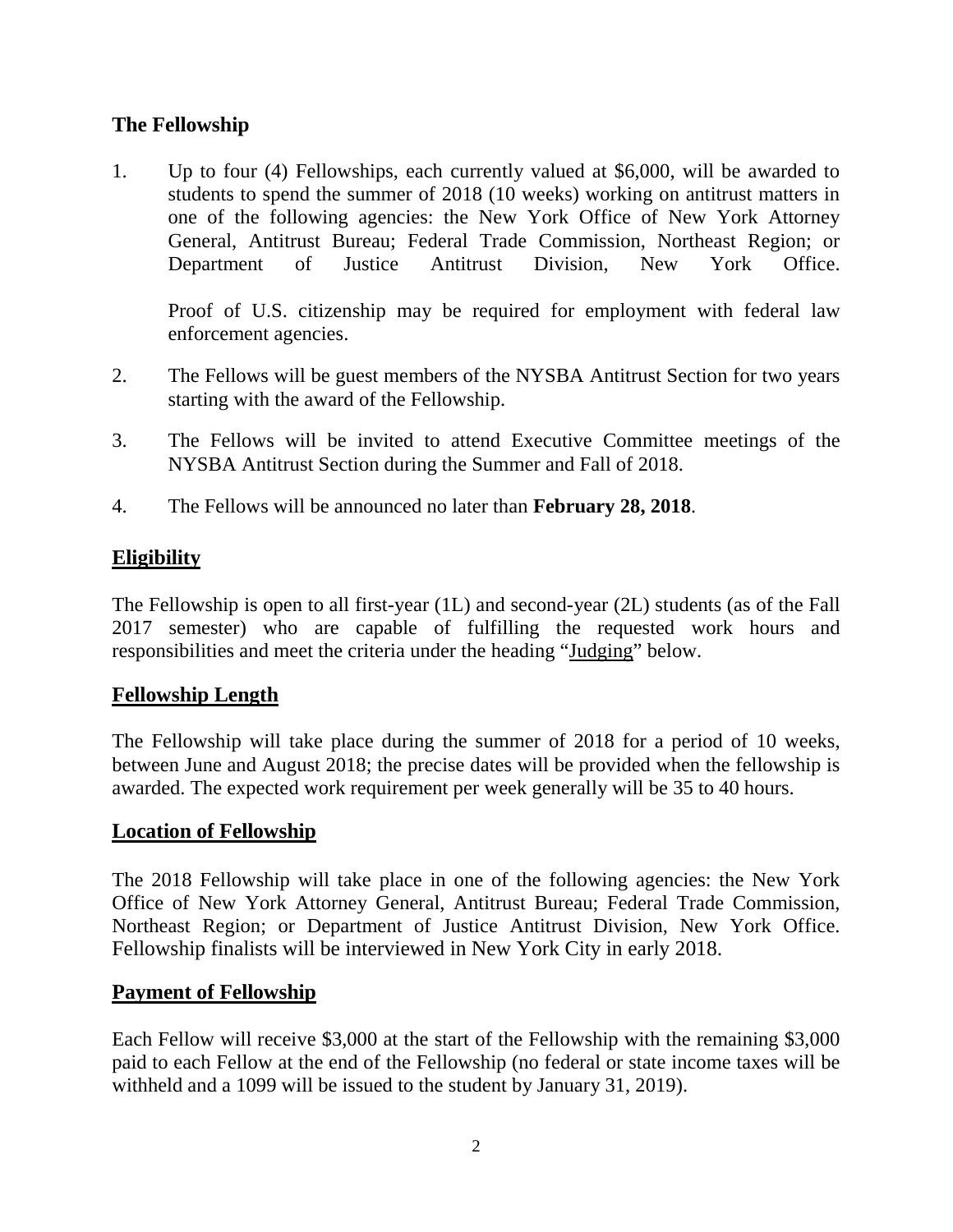## The Fellowship

1. Up to four (4) Fellowships, each currently valued at $6,000, will be awarded to students to spend the summer of 2018 (10 weeks) working on antitrust matters in one of the following agencies: the New York Office of New York Attorney General, Antitrust Bureau; Federal Trade Commission, Northeast Region; or Department of Justice Antitrust Division, New York Office.

   Proof of U.S. citizenship may be required for employment with federal law enforcement agencies.

2. The Fellows will be guest members of the NYSBA Antitrust Section for two years starting with the award of the Fellowship.

3. The Fellows will be invited to attend Executive Committee meetings of the NYSBA Antitrust Section during the Summer and Fall of 2018.

4. The Fellows will be announced no later than **February 28, 2018**.

## Eligibility

The Fellowship is open to all first-year (1L) and second-year (2L) students (as of the Fall 2017 semester) who are capable of fulfilling the requested work hours and responsibilities and meet the criteria under the heading "Judging" below.

## Fellowship Length

The Fellowship will take place during the summer of 2018 for a period of 10 weeks, between June and August 2018; the precise dates will be provided when the fellowship is awarded. The expected work requirement per week generally will be 35 to 40 hours.

## Location of Fellowship

The 2018 Fellowship will take place in one of the following agencies: the New York Office of New York Attorney General, Antitrust Bureau; Federal Trade Commission, Northeast Region; or Department of Justice Antitrust Division, New York Office. Fellowship finalists will be interviewed in New York City in early 2018.

## Payment of Fellowship

Each Fellow will receive $3,000 at the start of the Fellowship with the remaining $3,000 paid to each Fellow at the end of the Fellowship (no federal or state income taxes will be withheld and a 1099 will be issued to the student by January 31, 2019).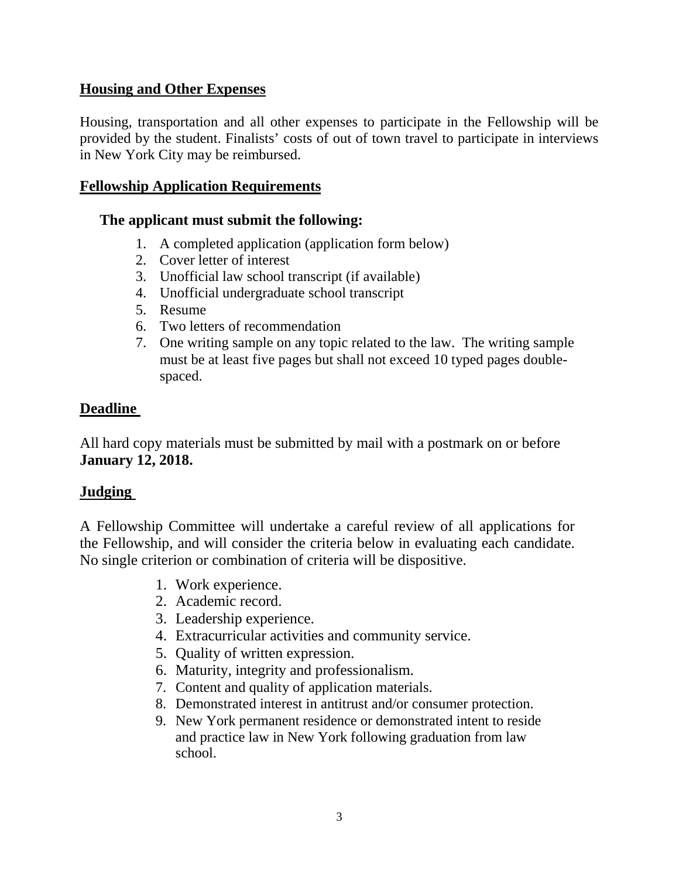## Housing and Other Expenses

Housing, transportation and all other expenses to participate in the Fellowship will be provided by the student. Finalists' costs of out of town travel to participate in interviews in New York City may be reimbursed.

## Fellowship Application Requirements

**The applicant must submit the following:**

1. A completed application (application form below)
2. Cover letter of interest
3. Unofficial law school transcript (if available)
4. Unofficial undergraduate school transcript
5. Resume
6. Two letters of recommendation
7. One writing sample on any topic related to the law. The writing sample must be at least five pages but shall not exceed 10 typed pages double-spaced.

## Deadline

All hard copy materials must be submitted by mail with a postmark on or before **January 12, 2018.**

## Judging

A Fellowship Committee will undertake a careful review of all applications for the Fellowship, and will consider the criteria below in evaluating each candidate. No single criterion or combination of criteria will be dispositive.

1. Work experience.
2. Academic record.
3. Leadership experience.
4. Extracurricular activities and community service.
5. Quality of written expression.
6. Maturity, integrity and professionalism.
7. Content and quality of application materials.
8. Demonstrated interest in antitrust and/or consumer protection.
9. New York permanent residence or demonstrated intent to reside and practice law in New York following graduation from law school.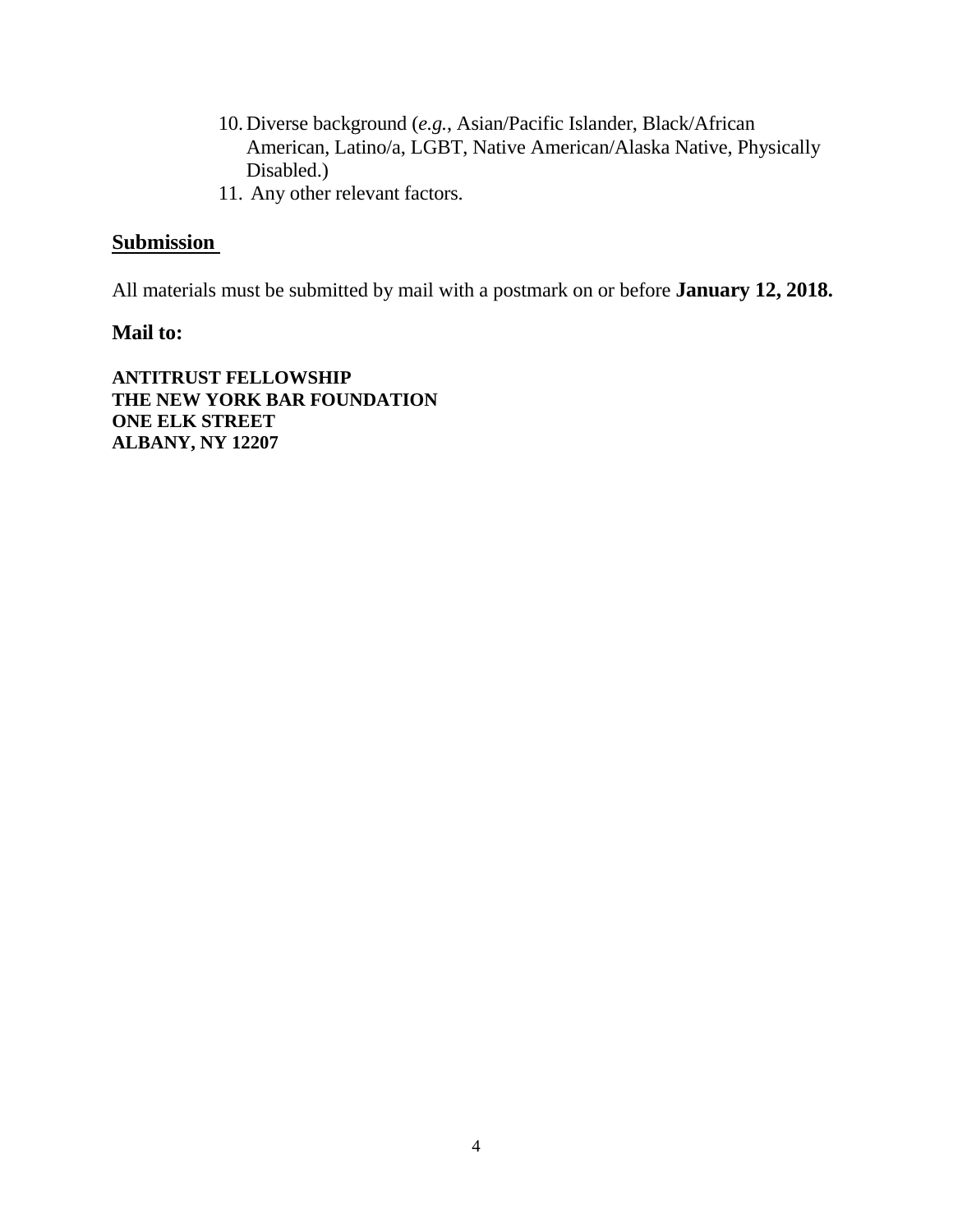10. Diverse background (*e.g.*, Asian/Pacific Islander, Black/African American, Latino/a, LGBT, Native American/Alaska Native, Physically Disabled.)
11. Any other relevant factors.

## <u>Submission</u>

All materials must be submitted by mail with a postmark on or before **January 12, 2018.**

**Mail to:**

**ANTITRUST FELLOWSHIP**
**THE NEW YORK BAR FOUNDATION**
**ONE ELK STREET**
**ALBANY, NY 12207**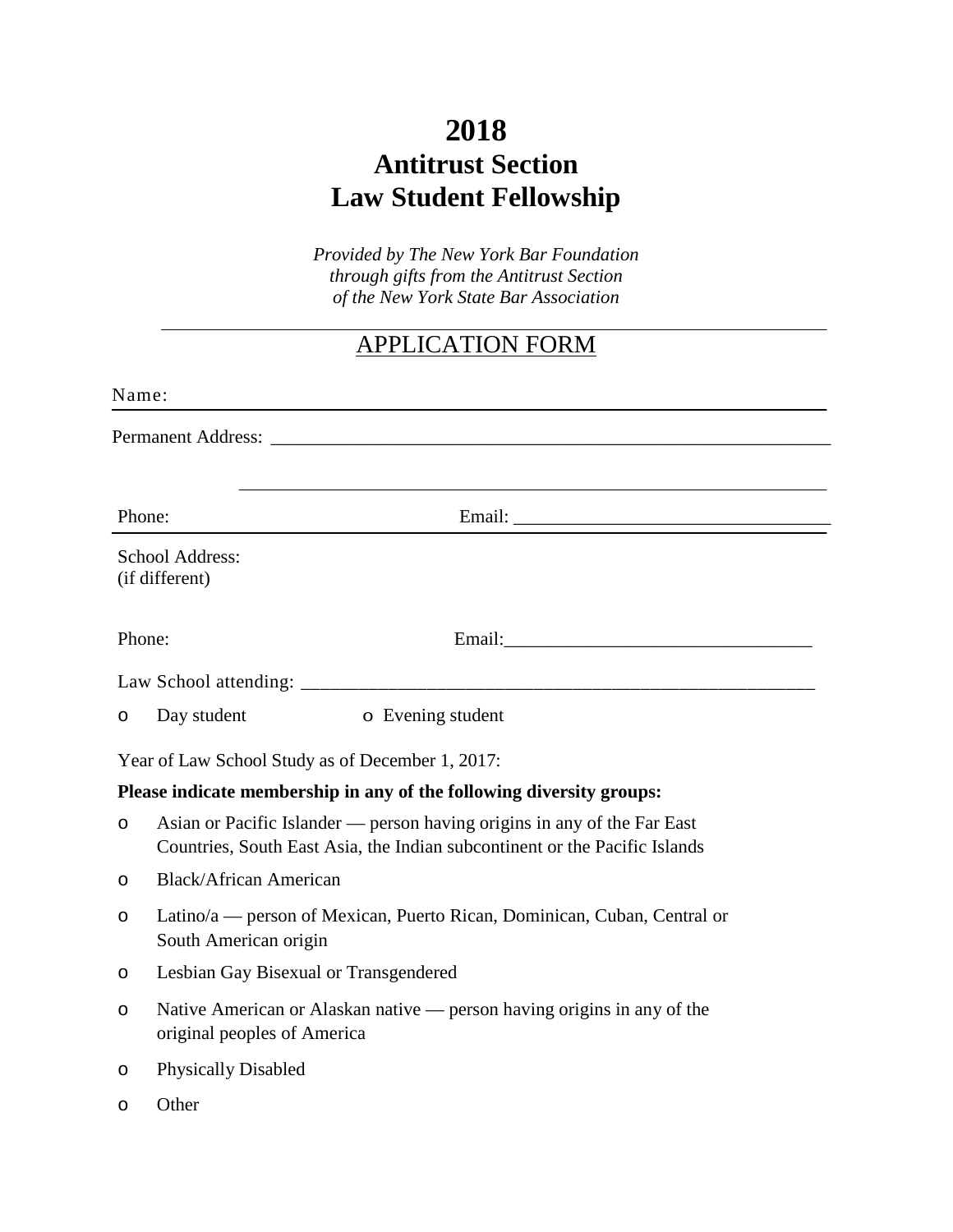# 2018
# Antitrust Section
# Law Student Fellowship

*Provided by The New York Bar Foundation*
*through gifts from the Antitrust Section*
*of the New York State Bar Association*

---

## APPLICATION FORM

Name: \_\_\_\_\_\_\_\_\_\_\_\_\_\_\_\_\_\_\_\_\_\_\_\_\_\_\_\_\_\_\_\_\_\_\_\_\_\_\_\_\_\_\_\_\_\_\_\_\_\_\_\_\_\_\_\_\_\_\_\_

Permanent Address: \_\_\_\_\_\_\_\_\_\_\_\_\_\_\_\_\_\_\_\_\_\_\_\_\_\_\_\_\_\_\_\_\_\_\_\_\_\_\_\_\_\_\_\_\_\_\_\_\_\_\_\_

\_\_\_\_\_\_\_\_\_\_\_\_\_\_\_\_\_\_\_\_\_\_\_\_\_\_\_\_\_\_\_\_\_\_\_\_\_\_\_\_\_\_\_\_\_\_\_\_\_\_\_\_\_\_\_\_\_\_\_\_

Phone: \_\_\_\_\_\_\_\_\_\_\_\_\_\_\_\_\_\_\_\_ Email: \_\_\_\_\_\_\_\_\_\_\_\_\_\_\_\_\_\_\_\_\_\_\_\_\_\_\_\_\_\_\_\_\_\_

School Address:
(if different)

Phone: Email:\_\_\_\_\_\_\_\_\_\_\_\_\_\_\_\_\_\_\_\_\_\_\_\_\_\_\_\_\_\_\_\_\_\_

Law School attending: \_\_\_\_\_\_\_\_\_\_\_\_\_\_\_\_\_\_\_\_\_\_\_\_\_\_\_\_\_\_\_\_\_\_\_\_\_\_\_\_\_\_\_\_\_\_\_\_\_\_\_\_\_\_

o Day student o Evening student

Year of Law School Study as of December 1, 2017:

**Please indicate membership in any of the following diversity groups:**

- o Asian or Pacific Islander — person having origins in any of the Far East Countries, South East Asia, the Indian subcontinent or the Pacific Islands
- o Black/African American
- o Latino/a — person of Mexican, Puerto Rican, Dominican, Cuban, Central or South American origin
- o Lesbian Gay Bisexual or Transgendered
- o Native American or Alaskan native — person having origins in any of the original peoples of America
- o Physically Disabled
- o Other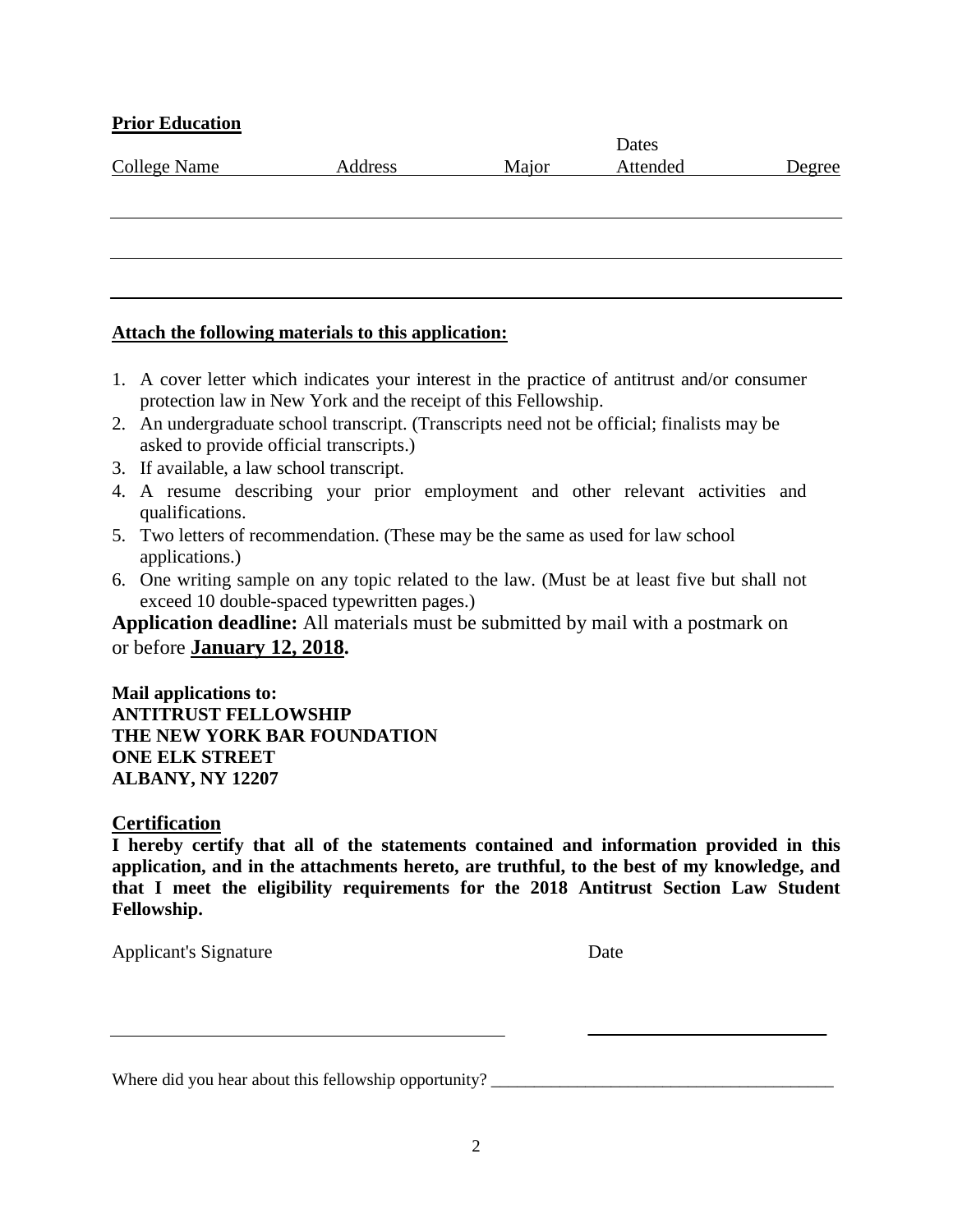**Prior Education**

| College Name | Address | Major | Dates Attended | Degree |
| --- | --- | --- | --- | --- |
| | | | | |
| | | | | |
| | | | | |

**Attach the following materials to this application:**

1. A cover letter which indicates your interest in the practice of antitrust and/or consumer protection law in New York and the receipt of this Fellowship.
2. An undergraduate school transcript. (Transcripts need not be official; finalists may be asked to provide official transcripts.)
3. If available, a law school transcript.
4. A resume describing your prior employment and other relevant activities and qualifications.
5. Two letters of recommendation. (These may be the same as used for law school applications.)
6. One writing sample on any topic related to the law. (Must be at least five but shall not exceed 10 double-spaced typewritten pages.)

**Application deadline:** All materials must be submitted by mail with a postmark on or before **January 12, 2018.**

**Mail applications to:**
**ANTITRUST FELLOWSHIP**
**THE NEW YORK BAR FOUNDATION**
**ONE ELK STREET**
**ALBANY, NY 12207**

## Certification

**I hereby certify that all of the statements contained and information provided in this application, and in the attachments hereto, are truthful, to the best of my knowledge, and that I meet the eligibility requirements for the 2018 Antitrust Section Law Student Fellowship.**

Applicant's Signature _______________________________ Date ____________________

Where did you hear about this fellowship opportunity? ________________________________________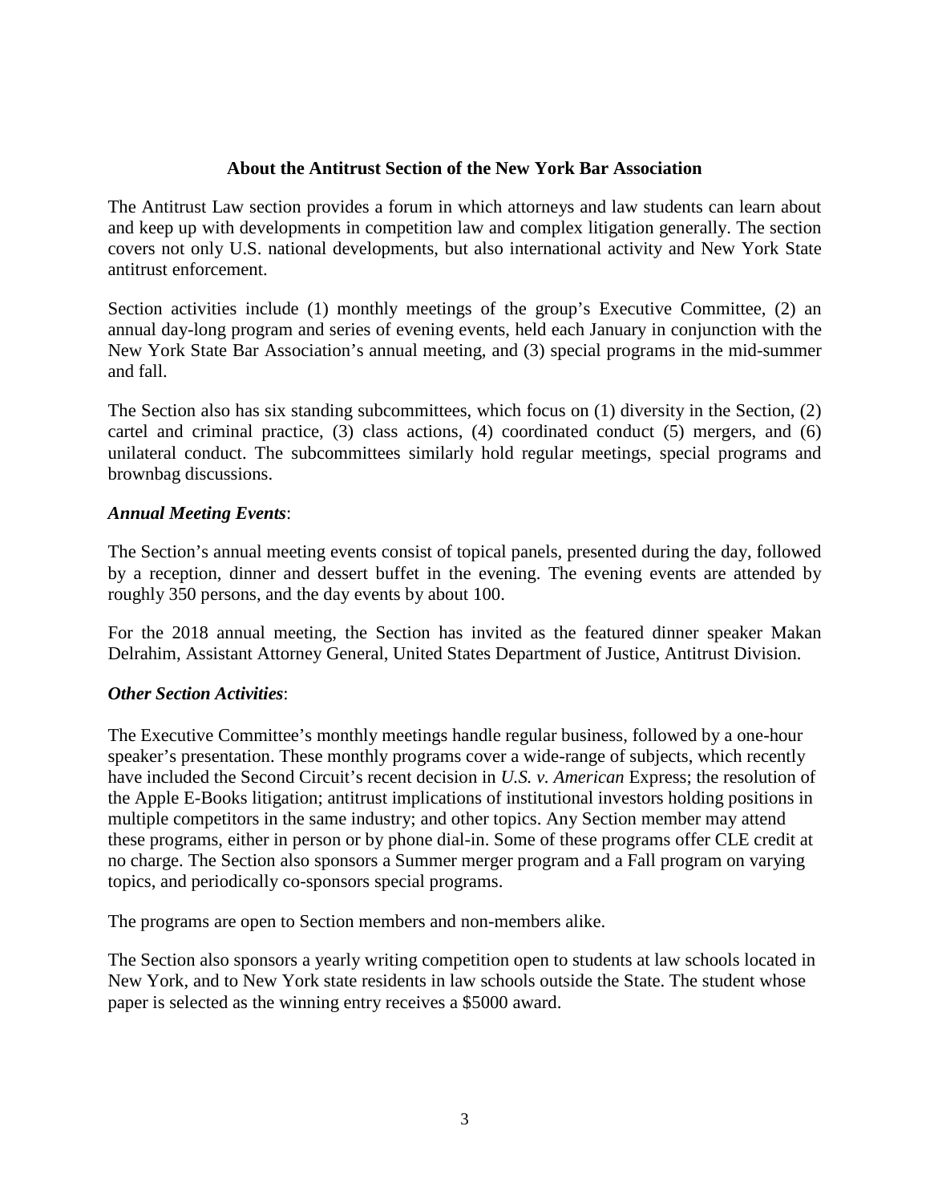**About the Antitrust Section of the New York Bar Association**

The Antitrust Law section provides a forum in which attorneys and law students can learn about and keep up with developments in competition law and complex litigation generally. The section covers not only U.S. national developments, but also international activity and New York State antitrust enforcement.

Section activities include (1) monthly meetings of the group's Executive Committee, (2) an annual day-long program and series of evening events, held each January in conjunction with the New York State Bar Association's annual meeting, and (3) special programs in the mid-summer and fall.

The Section also has six standing subcommittees, which focus on (1) diversity in the Section, (2) cartel and criminal practice, (3) class actions, (4) coordinated conduct (5) mergers, and (6) unilateral conduct. The subcommittees similarly hold regular meetings, special programs and brownbag discussions.

***Annual Meeting Events***:

The Section's annual meeting events consist of topical panels, presented during the day, followed by a reception, dinner and dessert buffet in the evening. The evening events are attended by roughly 350 persons, and the day events by about 100.

For the 2018 annual meeting, the Section has invited as the featured dinner speaker Makan Delrahim, Assistant Attorney General, United States Department of Justice, Antitrust Division.

***Other Section Activities***:

The Executive Committee's monthly meetings handle regular business, followed by a one-hour speaker's presentation. These monthly programs cover a wide-range of subjects, which recently have included the Second Circuit's recent decision in *U.S. v. American* Express; the resolution of the Apple E-Books litigation; antitrust implications of institutional investors holding positions in multiple competitors in the same industry; and other topics. Any Section member may attend these programs, either in person or by phone dial-in. Some of these programs offer CLE credit at no charge. The Section also sponsors a Summer merger program and a Fall program on varying topics, and periodically co-sponsors special programs.

The programs are open to Section members and non-members alike.

The Section also sponsors a yearly writing competition open to students at law schools located in New York, and to New York state residents in law schools outside the State. The student whose paper is selected as the winning entry receives a $5000 award.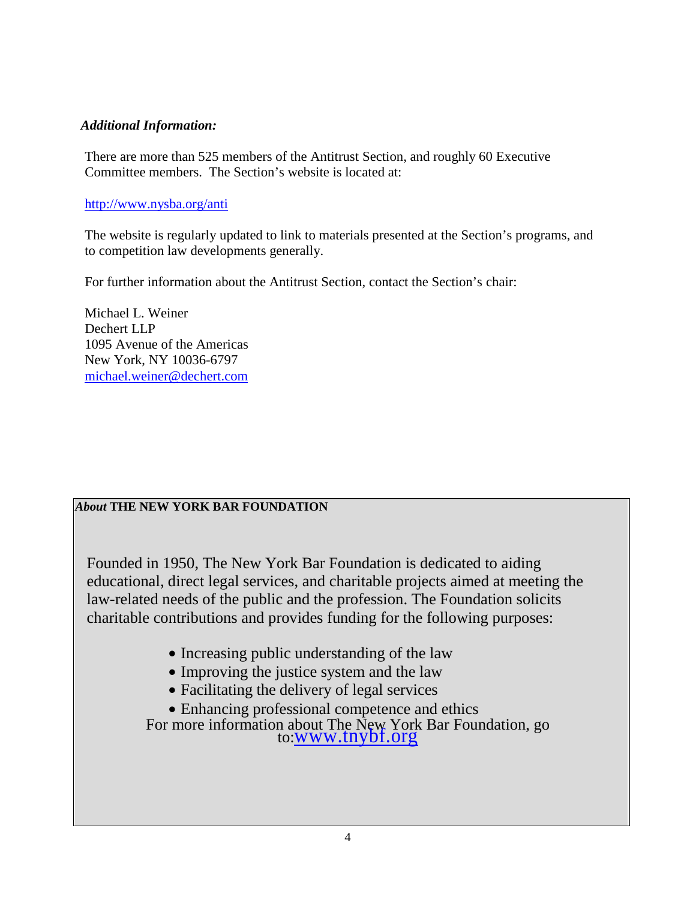***Additional Information:***

There are more than 525 members of the Antitrust Section, and roughly 60 Executive Committee members. The Section's website is located at:

http://www.nysba.org/anti

The website is regularly updated to link to materials presented at the Section's programs, and to competition law developments generally.

For further information about the Antitrust Section, contact the Section's chair:

Michael L. Weiner
Dechert LLP
1095 Avenue of the Americas
New York, NY 10036-6797
michael.weiner@dechert.com

***About* THE NEW YORK BAR FOUNDATION**

Founded in 1950, The New York Bar Foundation is dedicated to aiding educational, direct legal services, and charitable projects aimed at meeting the law-related needs of the public and the profession. The Foundation solicits charitable contributions and provides funding for the following purposes:

- Increasing public understanding of the law
- Improving the justice system and the law
- Facilitating the delivery of legal services
- Enhancing professional competence and ethics

For more information about The New York Bar Foundation, go to: www.tnybf.org